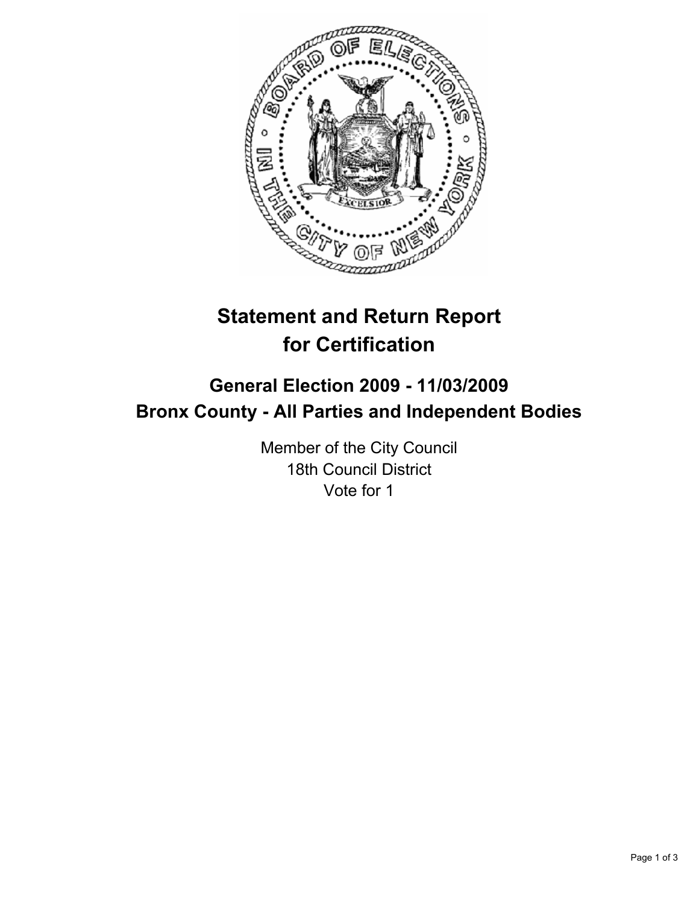# Statement and Return Report for Certification

## General Election 2009 - 11/03/2009
## Bronx County - All Parties and Independent Bodies

Member of the City Council
18th Council District
Vote for 1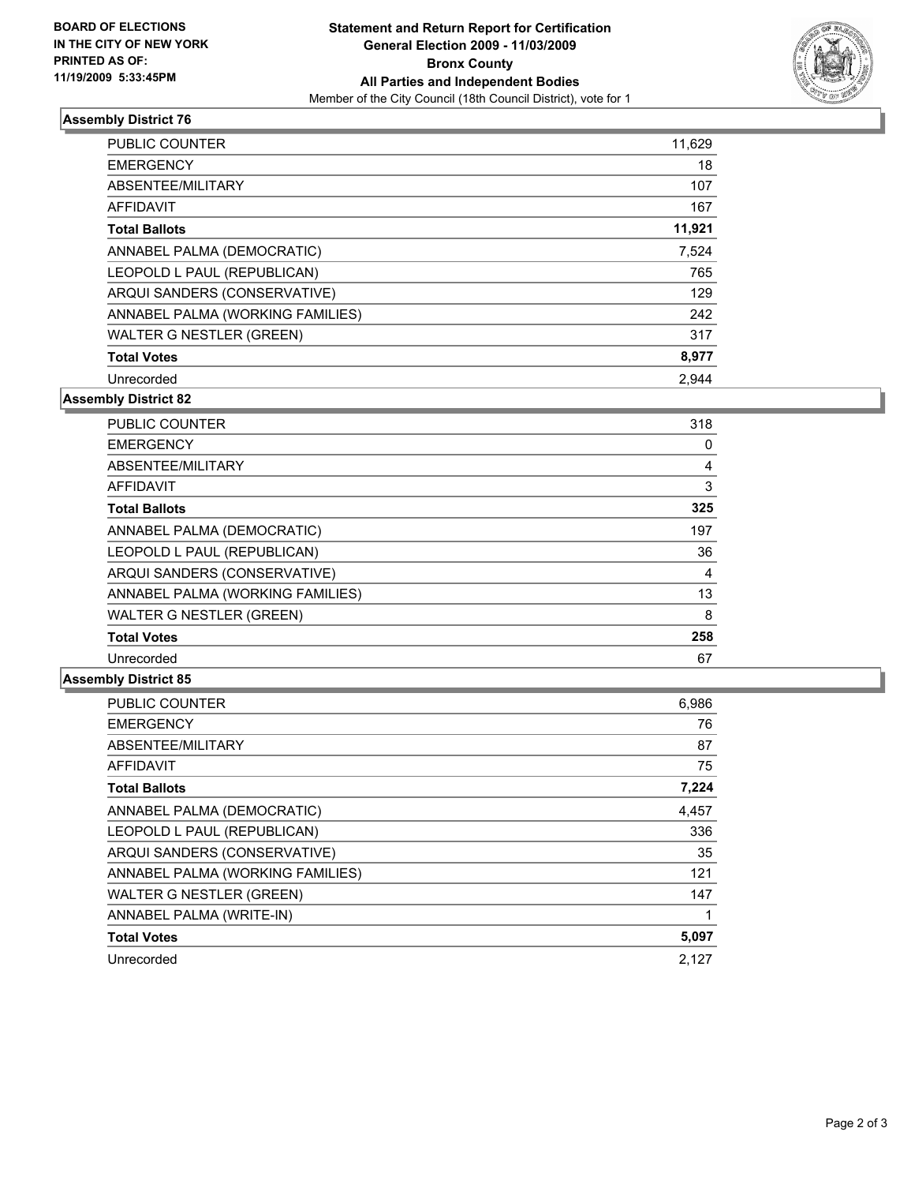**BOARD OF ELECTIONS IN THE CITY OF NEW YORK PRINTED AS OF: 11/19/2009 5:33:45PM**

# Statement and Return Report for Certification
## General Election 2009 - 11/03/2009
## Bronx County
## All Parties and Independent Bodies
Member of the City Council (18th Council District), vote for 1

### Assembly District 76

| | |
|---|---|
| PUBLIC COUNTER | 11,629 |
| EMERGENCY | 18 |
| ABSENTEE/MILITARY | 107 |
| AFFIDAVIT | 167 |
| **Total Ballots** | **11,921** |
| ANNABEL PALMA (DEMOCRATIC) | 7,524 |
| LEOPOLD L PAUL (REPUBLICAN) | 765 |
| ARQUI SANDERS (CONSERVATIVE) | 129 |
| ANNABEL PALMA (WORKING FAMILIES) | 242 |
| WALTER G NESTLER (GREEN) | 317 |
| **Total Votes** | **8,977** |
| Unrecorded | 2,944 |

### Assembly District 82

| | |
|---|---|
| PUBLIC COUNTER | 318 |
| EMERGENCY | 0 |
| ABSENTEE/MILITARY | 4 |
| AFFIDAVIT | 3 |
| **Total Ballots** | **325** |
| ANNABEL PALMA (DEMOCRATIC) | 197 |
| LEOPOLD L PAUL (REPUBLICAN) | 36 |
| ARQUI SANDERS (CONSERVATIVE) | 4 |
| ANNABEL PALMA (WORKING FAMILIES) | 13 |
| WALTER G NESTLER (GREEN) | 8 |
| **Total Votes** | **258** |
| Unrecorded | 67 |

### Assembly District 85

| | |
|---|---|
| PUBLIC COUNTER | 6,986 |
| EMERGENCY | 76 |
| ABSENTEE/MILITARY | 87 |
| AFFIDAVIT | 75 |
| **Total Ballots** | **7,224** |
| ANNABEL PALMA (DEMOCRATIC) | 4,457 |
| LEOPOLD L PAUL (REPUBLICAN) | 336 |
| ARQUI SANDERS (CONSERVATIVE) | 35 |
| ANNABEL PALMA (WORKING FAMILIES) | 121 |
| WALTER G NESTLER (GREEN) | 147 |
| ANNABEL PALMA (WRITE-IN) | 1 |
| **Total Votes** | **5,097** |
| Unrecorded | 2,127 |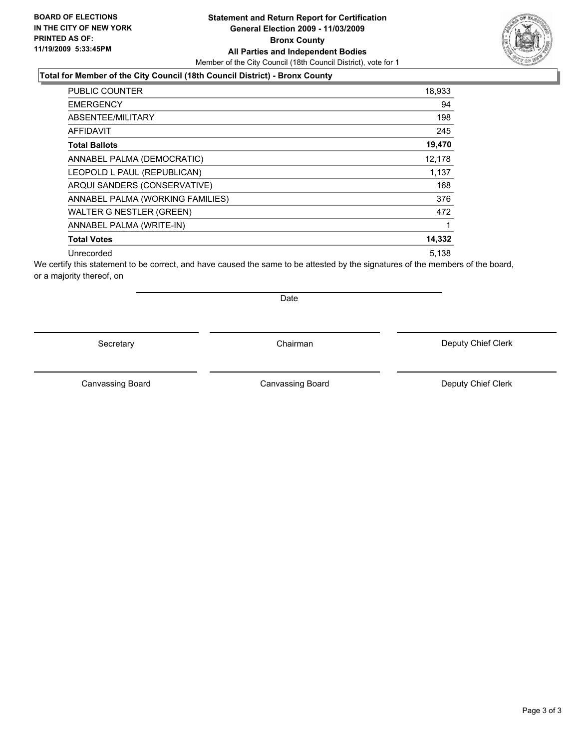**BOARD OF ELECTIONS IN THE CITY OF NEW YORK PRINTED AS OF: 11/19/2009 5:33:45PM**

**Statement and Return Report for Certification**
**General Election 2009 - 11/03/2009**
**Bronx County**
**All Parties and Independent Bodies**
Member of the City Council (18th Council District), vote for 1

**Total for Member of the City Council (18th Council District) - Bronx County**

| | |
|---|---|
| PUBLIC COUNTER | 18,933 |
| EMERGENCY | 94 |
| ABSENTEE/MILITARY | 198 |
| AFFIDAVIT | 245 |
| **Total Ballots** | **19,470** |
| ANNABEL PALMA (DEMOCRATIC) | 12,178 |
| LEOPOLD L PAUL (REPUBLICAN) | 1,137 |
| ARQUI SANDERS (CONSERVATIVE) | 168 |
| ANNABEL PALMA (WORKING FAMILIES) | 376 |
| WALTER G NESTLER (GREEN) | 472 |
| ANNABEL PALMA (WRITE-IN) | 1 |
| **Total Votes** | **14,332** |
| Unrecorded | 5,138 |

We certify this statement to be correct, and have caused the same to be attested by the signatures of the members of the board, or a majority thereof, on

Date

Secretary | Chairman | Deputy Chief Clerk

Canvassing Board | Canvassing Board | Deputy Chief Clerk